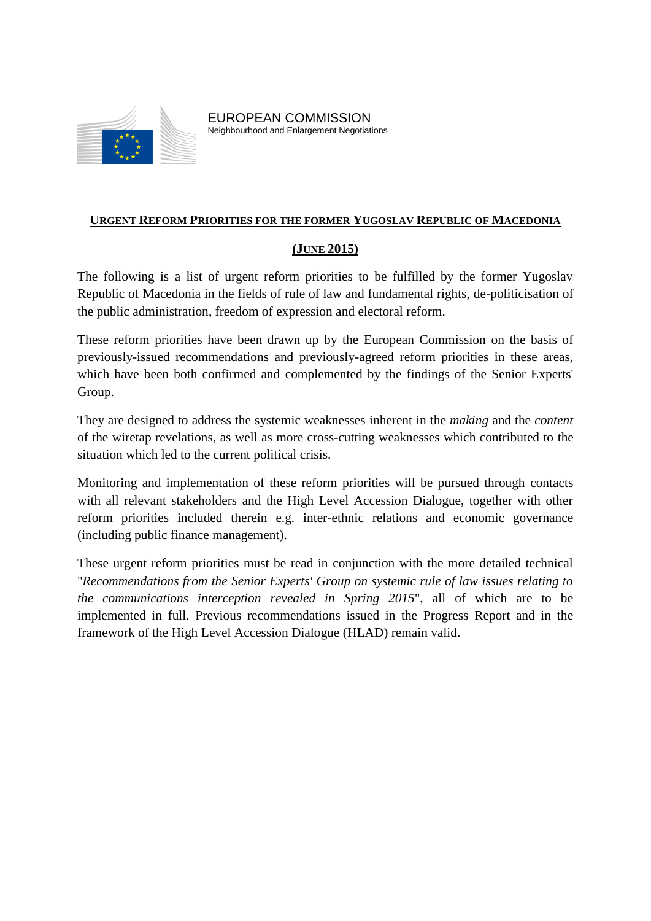EUROPEAN COMMISSION
Neighbourhood and Enlargement Negotiations

# Urgent Reform Priorities for the former Yugoslav Republic of Macedonia

## (June 2015)

The following is a list of urgent reform priorities to be fulfilled by the former Yugoslav Republic of Macedonia in the fields of rule of law and fundamental rights, de-politicisation of the public administration, freedom of expression and electoral reform.

These reform priorities have been drawn up by the European Commission on the basis of previously-issued recommendations and previously-agreed reform priorities in these areas, which have been both confirmed and complemented by the findings of the Senior Experts' Group.

They are designed to address the systemic weaknesses inherent in the *making* and the *content* of the wiretap revelations, as well as more cross-cutting weaknesses which contributed to the situation which led to the current political crisis.

Monitoring and implementation of these reform priorities will be pursued through contacts with all relevant stakeholders and the High Level Accession Dialogue, together with other reform priorities included therein e.g. inter-ethnic relations and economic governance (including public finance management).

These urgent reform priorities must be read in conjunction with the more detailed technical "*Recommendations from the Senior Experts' Group on systemic rule of law issues relating to the communications interception revealed in Spring 2015*", all of which are to be implemented in full. Previous recommendations issued in the Progress Report and in the framework of the High Level Accession Dialogue (HLAD) remain valid.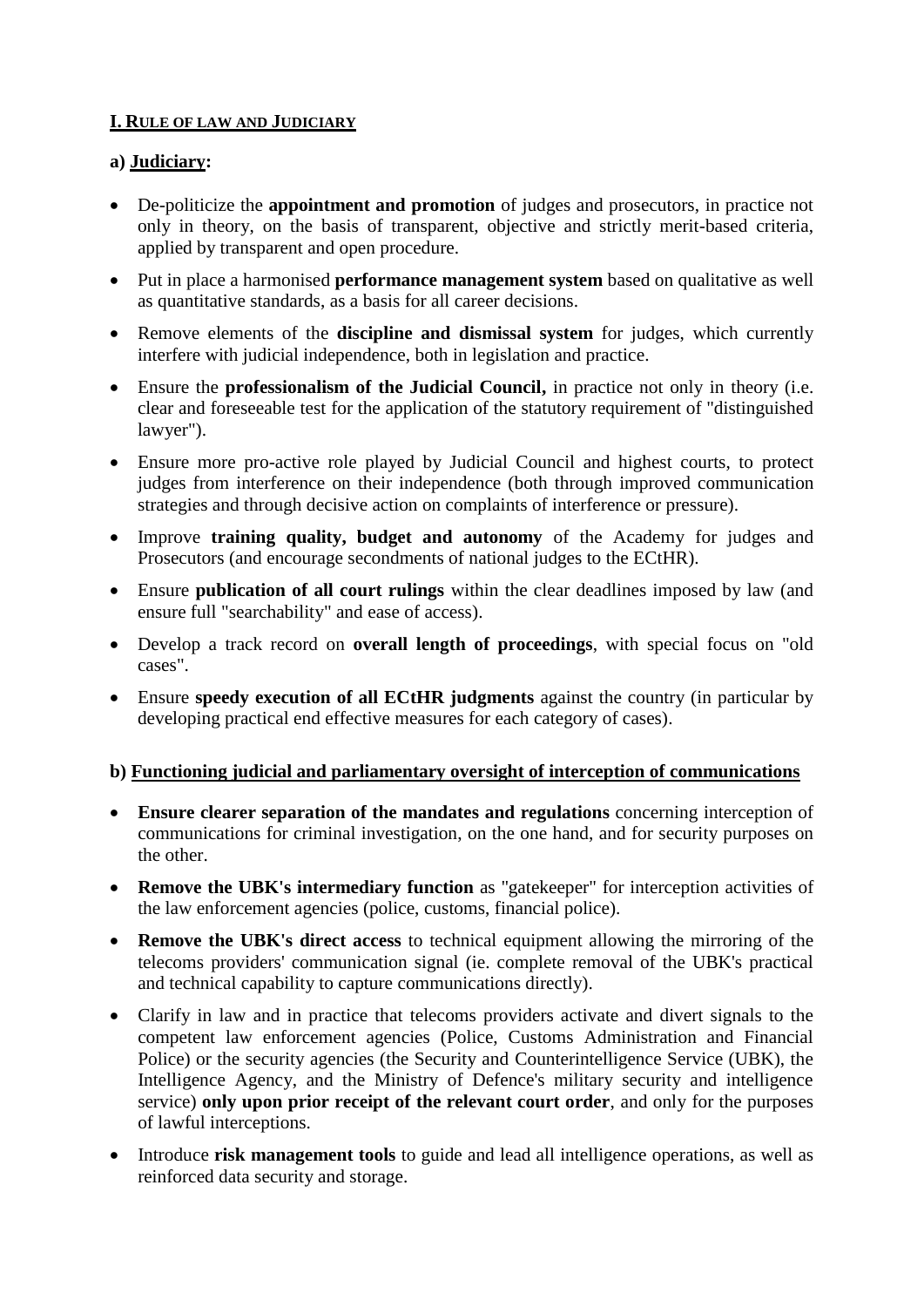## I. RULE OF LAW AND JUDICIARY

### a) Judiciary:

- De-politicize the **appointment and promotion** of judges and prosecutors, in practice not only in theory, on the basis of transparent, objective and strictly merit-based criteria, applied by transparent and open procedure.
- Put in place a harmonised **performance management system** based on qualitative as well as quantitative standards, as a basis for all career decisions.
- Remove elements of the **discipline and dismissal system** for judges, which currently interfere with judicial independence, both in legislation and practice.
- Ensure the **professionalism of the Judicial Council,** in practice not only in theory (i.e. clear and foreseeable test for the application of the statutory requirement of "distinguished lawyer").
- Ensure more pro-active role played by Judicial Council and highest courts, to protect judges from interference on their independence (both through improved communication strategies and through decisive action on complaints of interference or pressure).
- Improve **training quality, budget and autonomy** of the Academy for judges and Prosecutors (and encourage secondments of national judges to the ECtHR).
- Ensure **publication of all court rulings** within the clear deadlines imposed by law (and ensure full "searchability" and ease of access).
- Develop a track record on **overall length of proceedings**, with special focus on "old cases".
- Ensure **speedy execution of all ECtHR judgments** against the country (in particular by developing practical end effective measures for each category of cases).

### b) Functioning judicial and parliamentary oversight of interception of communications

- **Ensure clearer separation of the mandates and regulations** concerning interception of communications for criminal investigation, on the one hand, and for security purposes on the other.
- **Remove the UBK's intermediary function** as "gatekeeper" for interception activities of the law enforcement agencies (police, customs, financial police).
- **Remove the UBK's direct access** to technical equipment allowing the mirroring of the telecoms providers' communication signal (ie. complete removal of the UBK's practical and technical capability to capture communications directly).
- Clarify in law and in practice that telecoms providers activate and divert signals to the competent law enforcement agencies (Police, Customs Administration and Financial Police) or the security agencies (the Security and Counterintelligence Service (UBK), the Intelligence Agency, and the Ministry of Defence's military security and intelligence service) **only upon prior receipt of the relevant court order**, and only for the purposes of lawful interceptions.
- Introduce **risk management tools** to guide and lead all intelligence operations, as well as reinforced data security and storage.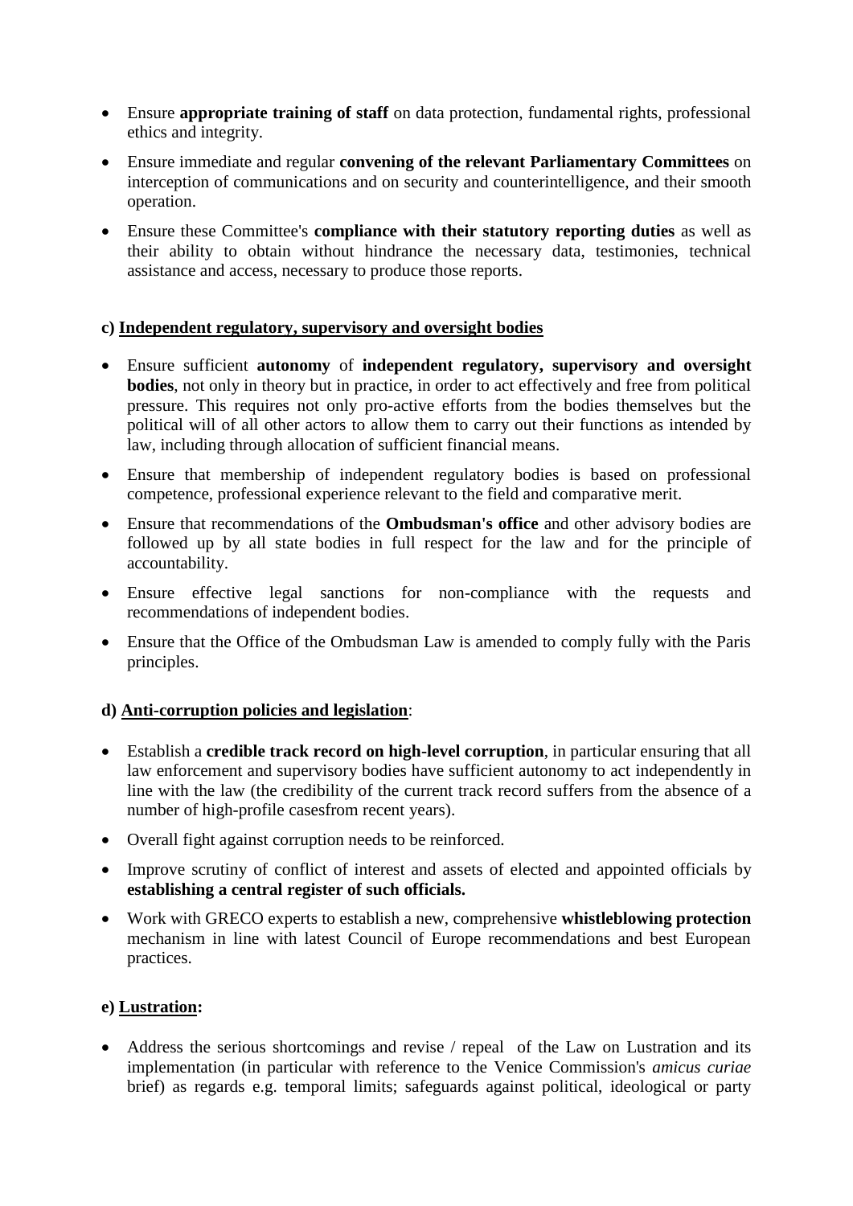- Ensure **appropriate training of staff** on data protection, fundamental rights, professional ethics and integrity.
- Ensure immediate and regular **convening of the relevant Parliamentary Committees** on interception of communications and on security and counterintelligence, and their smooth operation.
- Ensure these Committee's **compliance with their statutory reporting duties** as well as their ability to obtain without hindrance the necessary data, testimonies, technical assistance and access, necessary to produce those reports.

**c) <u>Independent regulatory, supervisory and oversight bodies</u>**

- Ensure sufficient **autonomy** of **independent regulatory, supervisory and oversight bodies**, not only in theory but in practice, in order to act effectively and free from political pressure. This requires not only pro-active efforts from the bodies themselves but the political will of all other actors to allow them to carry out their functions as intended by law, including through allocation of sufficient financial means.
- Ensure that membership of independent regulatory bodies is based on professional competence, professional experience relevant to the field and comparative merit.
- Ensure that recommendations of the **Ombudsman's office** and other advisory bodies are followed up by all state bodies in full respect for the law and for the principle of accountability.
- Ensure effective legal sanctions for non-compliance with the requests and recommendations of independent bodies.
- Ensure that the Office of the Ombudsman Law is amended to comply fully with the Paris principles.

**d) <u>Anti-corruption policies and legislation</u>**:

- Establish a **credible track record on high-level corruption**, in particular ensuring that all law enforcement and supervisory bodies have sufficient autonomy to act independently in line with the law (the credibility of the current track record suffers from the absence of a number of high-profile casesfrom recent years).
- Overall fight against corruption needs to be reinforced.
- Improve scrutiny of conflict of interest and assets of elected and appointed officials by **establishing a central register of such officials.**
- Work with GRECO experts to establish a new, comprehensive **whistleblowing protection** mechanism in line with latest Council of Europe recommendations and best European practices.

**e) <u>Lustration</u>:**

- Address the serious shortcomings and revise / repeal of the Law on Lustration and its implementation (in particular with reference to the Venice Commission's *amicus curiae* brief) as regards e.g. temporal limits; safeguards against political, ideological or party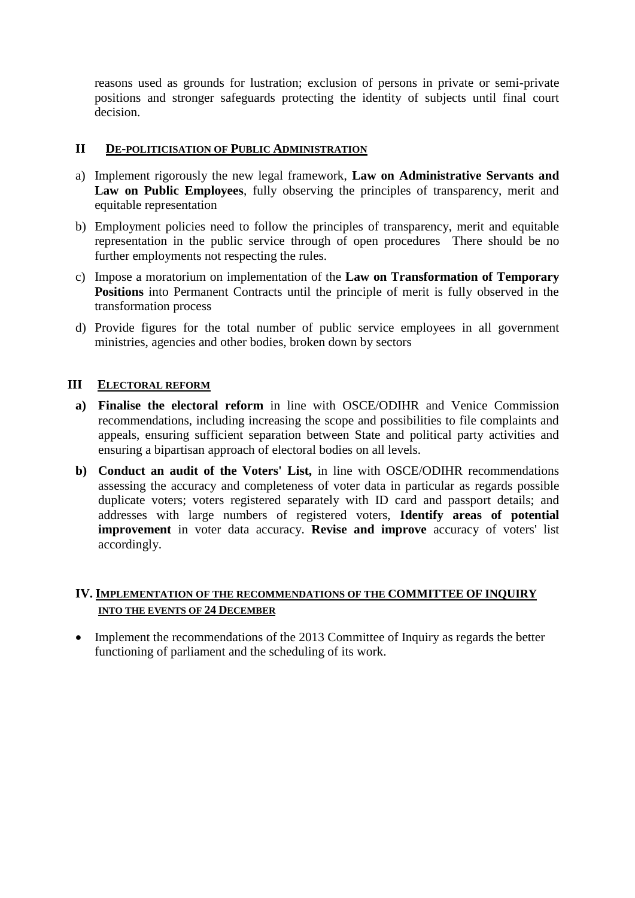reasons used as grounds for lustration; exclusion of persons in private or semi-private positions and stronger safeguards protecting the identity of subjects until final court decision.

## II DE-POLITICISATION OF PUBLIC ADMINISTRATION

a) Implement rigorously the new legal framework, **Law on Administrative Servants and Law on Public Employees**, fully observing the principles of transparency, merit and equitable representation

b) Employment policies need to follow the principles of transparency, merit and equitable representation in the public service through of open procedures There should be no further employments not respecting the rules.

c) Impose a moratorium on implementation of the **Law on Transformation of Temporary Positions** into Permanent Contracts until the principle of merit is fully observed in the transformation process

d) Provide figures for the total number of public service employees in all government ministries, agencies and other bodies, broken down by sectors

## III ELECTORAL REFORM

**a) Finalise the electoral reform** in line with OSCE/ODIHR and Venice Commission recommendations, including increasing the scope and possibilities to file complaints and appeals, ensuring sufficient separation between State and political party activities and ensuring a bipartisan approach of electoral bodies on all levels.

**b) Conduct an audit of the Voters' List,** in line with OSCE/ODIHR recommendations assessing the accuracy and completeness of voter data in particular as regards possible duplicate voters; voters registered separately with ID card and passport details; and addresses with large numbers of registered voters, **Identify areas of potential improvement** in voter data accuracy. **Revise and improve** accuracy of voters' list accordingly.

## IV. IMPLEMENTATION OF THE RECOMMENDATIONS OF THE COMMITTEE OF INQUIRY INTO THE EVENTS OF 24 DECEMBER

- Implement the recommendations of the 2013 Committee of Inquiry as regards the better functioning of parliament and the scheduling of its work.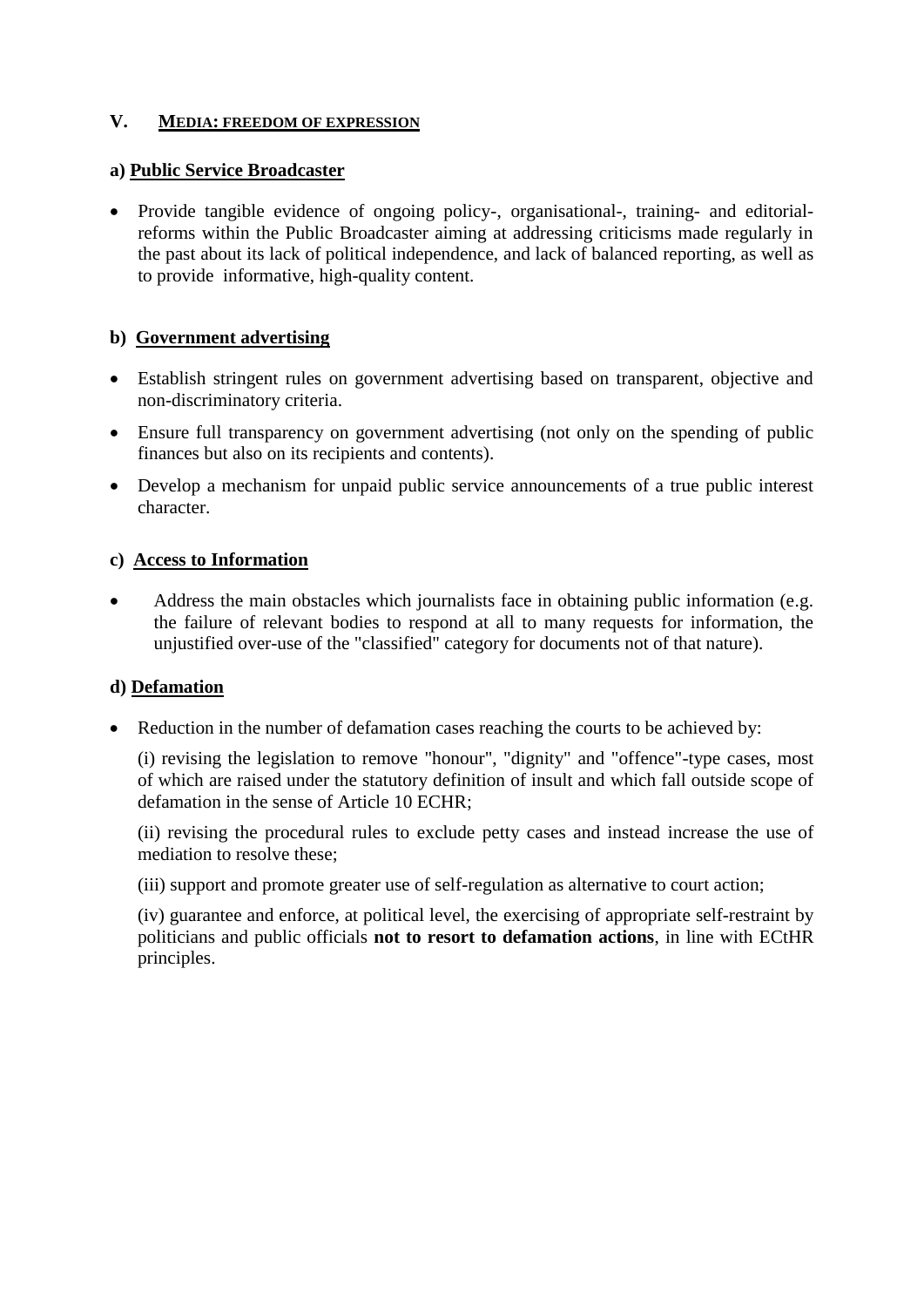## V. MEDIA: FREEDOM OF EXPRESSION

### a) Public Service Broadcaster

- Provide tangible evidence of ongoing policy-, organisational-, training- and editorial-reforms within the Public Broadcaster aiming at addressing criticisms made regularly in the past about its lack of political independence, and lack of balanced reporting, as well as to provide informative, high-quality content.

### b) Government advertising

- Establish stringent rules on government advertising based on transparent, objective and non-discriminatory criteria.
- Ensure full transparency on government advertising (not only on the spending of public finances but also on its recipients and contents).
- Develop a mechanism for unpaid public service announcements of a true public interest character.

### c) Access to Information

- Address the main obstacles which journalists face in obtaining public information (e.g. the failure of relevant bodies to respond at all to many requests for information, the unjustified over-use of the "classified" category for documents not of that nature).

### d) Defamation

- Reduction in the number of defamation cases reaching the courts to be achieved by:

  (i) revising the legislation to remove "honour", "dignity" and "offence"-type cases, most of which are raised under the statutory definition of insult and which fall outside scope of defamation in the sense of Article 10 ECHR;

  (ii) revising the procedural rules to exclude petty cases and instead increase the use of mediation to resolve these;

  (iii) support and promote greater use of self-regulation as alternative to court action;

  (iv) guarantee and enforce, at political level, the exercising of appropriate self-restraint by politicians and public officials **not to resort to defamation actions**, in line with ECtHR principles.